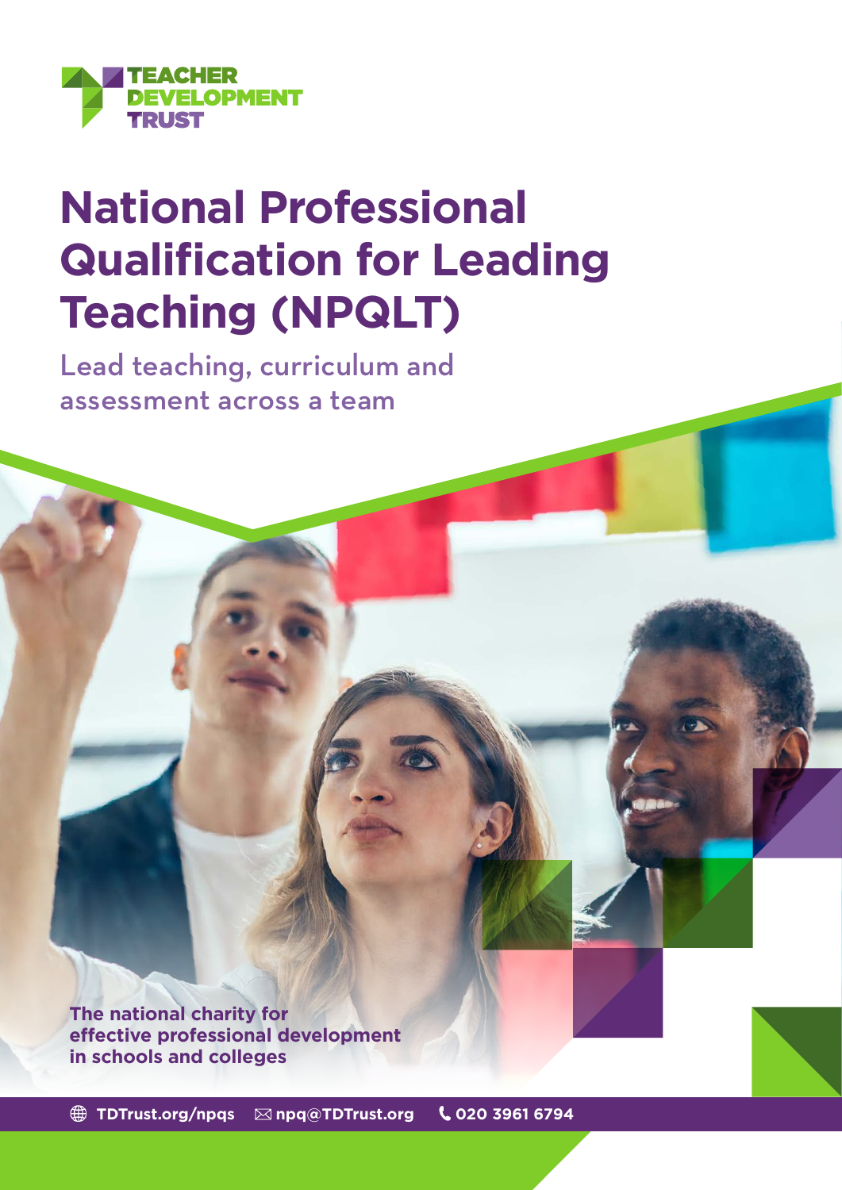TEACHER DEVELOPMENT TRUST

# National Professional Qualification for Leading Teaching (NPQLT)

## Lead teaching, curriculum and assessment across a team

**The national charity for effective professional development in schools and colleges**

**TDTrust.org/npqs** **npq@TDTrust.org** **020 3961 6794**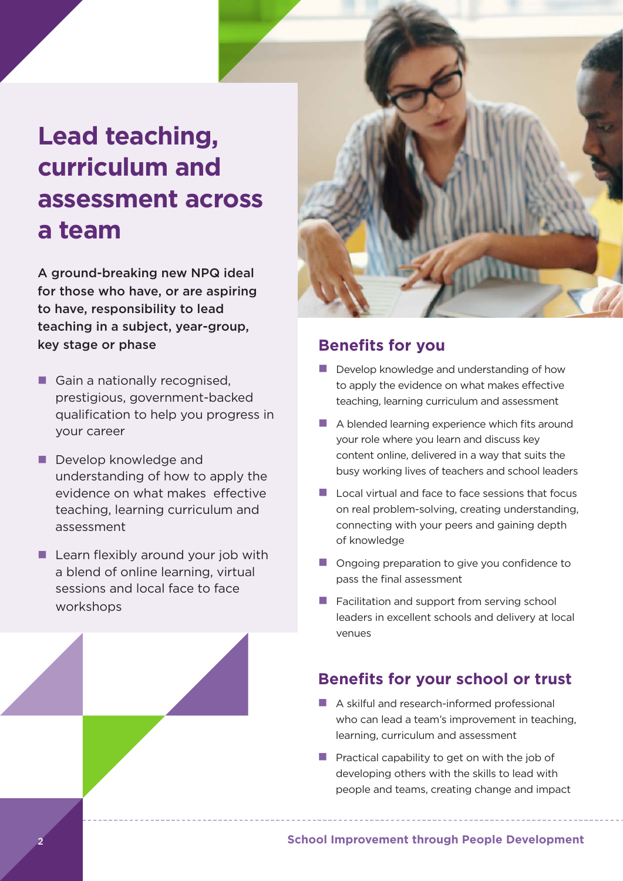# Lead teaching, curriculum and assessment across a team

**A ground-breaking new NPQ ideal for those who have, or are aspiring to have, responsibility to lead teaching in a subject, year-group, key stage or phase**

- Gain a nationally recognised, prestigious, government-backed qualification to help you progress in your career
- Develop knowledge and understanding of how to apply the evidence on what makes effective teaching, learning curriculum and assessment
- Learn flexibly around your job with a blend of online learning, virtual sessions and local face to face workshops

## Benefits for you

- Develop knowledge and understanding of how to apply the evidence on what makes effective teaching, learning curriculum and assessment
- A blended learning experience which fits around your role where you learn and discuss key content online, delivered in a way that suits the busy working lives of teachers and school leaders
- Local virtual and face to face sessions that focus on real problem-solving, creating understanding, connecting with your peers and gaining depth of knowledge
- Ongoing preparation to give you confidence to pass the final assessment
- Facilitation and support from serving school leaders in excellent schools and delivery at local venues

## Benefits for your school or trust

- A skilful and research-informed professional who can lead a team's improvement in teaching, learning, curriculum and assessment
- Practical capability to get on with the job of developing others with the skills to lead with people and teams, creating change and impact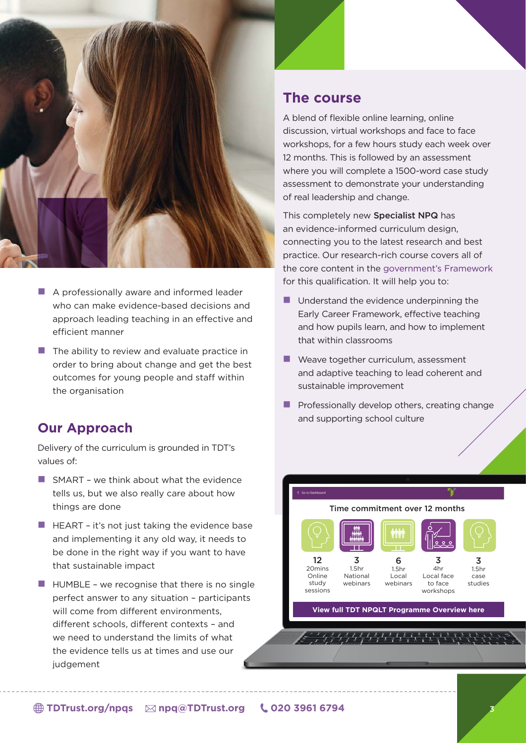- A professionally aware and informed leader who can make evidence-based decisions and approach leading teaching in an effective and efficient manner
- The ability to review and evaluate practice in order to bring about change and get the best outcomes for young people and staff within the organisation

## Our Approach

Delivery of the curriculum is grounded in TDT's values of:

- SMART – we think about what the evidence tells us, but we also really care about how things are done
- HEART – it's not just taking the evidence base and implementing it any old way, it needs to be done in the right way if you want to have that sustainable impact
- HUMBLE – we recognise that there is no single perfect answer to any situation – participants will come from different environments, different schools, different contexts – and we need to understand the limits of what the evidence tells us at times and use our judgement

## The course

A blend of flexible online learning, online discussion, virtual workshops and face to face workshops, for a few hours study each week over 12 months. This is followed by an assessment where you will complete a 1500-word case study assessment to demonstrate your understanding of real leadership and change.

This completely new **Specialist NPQ** has an evidence-informed curriculum design, connecting you to the latest research and best practice. Our research-rich course covers all of the core content in the government's Framework for this qualification. It will help you to:

- Understand the evidence underpinning the Early Career Framework, effective teaching and how pupils learn, and how to implement that within classrooms
- Weave together curriculum, assessment and adaptive teaching to lead coherent and sustainable improvement
- Professionally develop others, creating change and supporting school culture

Time commitment over 12 months

| 12 | 3 | 6 | 3 | 3 |
|---|---|---|---|---|
| 20mins Online study sessions | 1.5hr National webinars | 1.5hr Local webinars | 4hr Local face to face workshops | 1.5hr case studies |

View full TDT NPQLT Programme Overview here

TDTrust.org/npqs   npq@TDTrust.org   020 3961 6794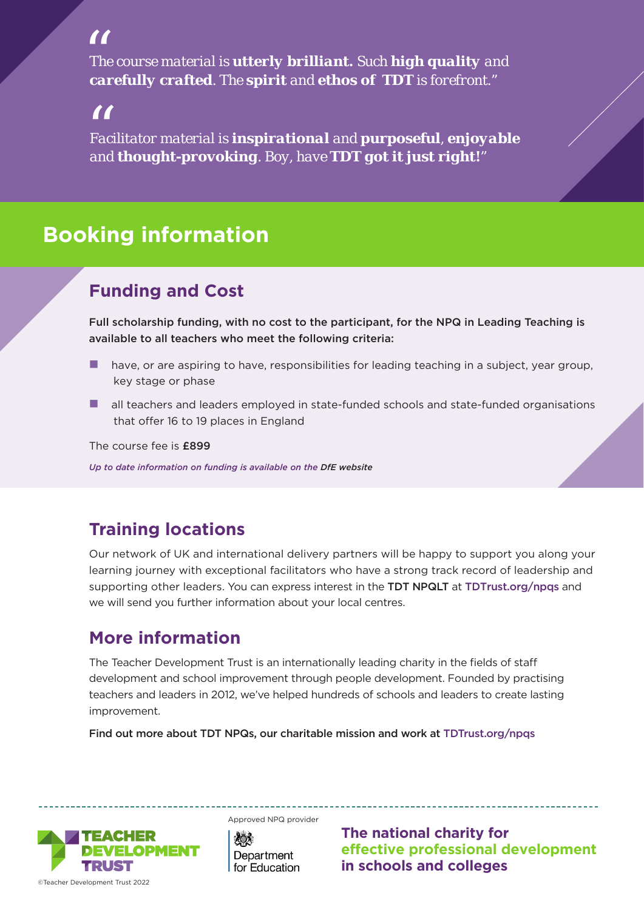"The course material is **utterly brilliant.** Such **high quality** and **carefully crafted**. The **spirit** and **ethos of TDT** is forefront."

"Facilitator material is **inspirational** and **purposeful**, **enjoyable** and **thought-provoking**. Boy, have **TDT got it just right!**"

# Booking information

## Funding and Cost

**Full scholarship funding, with no cost to the participant, for the NPQ in Leading Teaching is available to all teachers who meet the following criteria:**

- have, or are aspiring to have, responsibilities for leading teaching in a subject, year group, key stage or phase
- all teachers and leaders employed in state-funded schools and state-funded organisations that offer 16 to 19 places in England

The course fee is **£899**

*Up to date information on funding is available on the* ***DfE website***

## Training locations

Our network of UK and international delivery partners will be happy to support you along your learning journey with exceptional facilitators who have a strong track record of leadership and supporting other leaders. You can express interest in the **TDT NPQLT** at TDTrust.org/npqs and we will send you further information about your local centres.

## More information

The Teacher Development Trust is an internationally leading charity in the fields of staff development and school improvement through people development. Founded by practising teachers and leaders in 2012, we've helped hundreds of schools and leaders to create lasting improvement.

**Find out more about TDT NPQs, our charitable mission and work at** TDTrust.org/npqs

TEACHER DEVELOPMENT TRUST

Approved NPQ provider

Department for Education

**The national charity for effective professional development in schools and colleges**

©Teacher Development Trust 2022